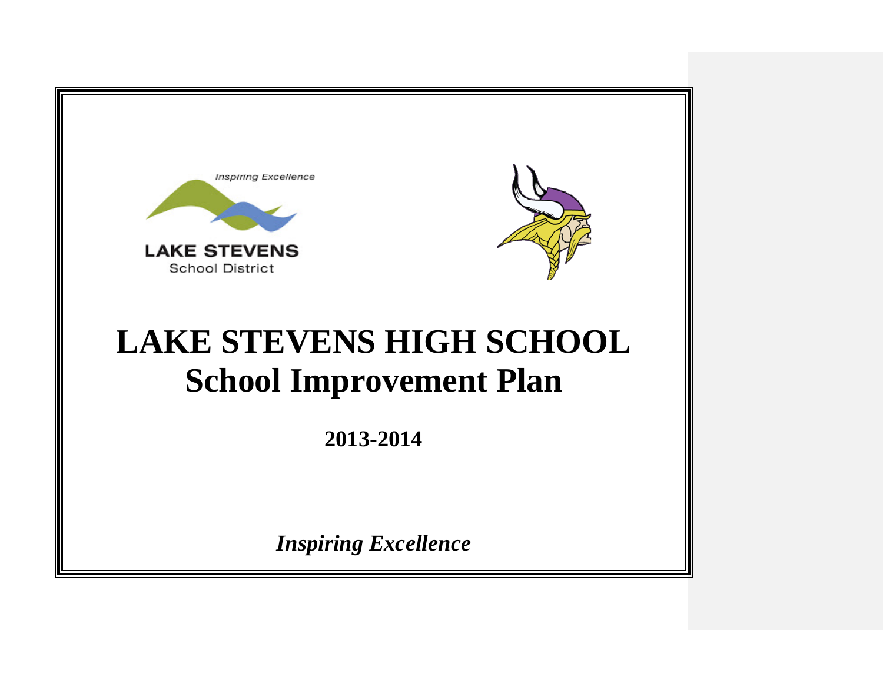Inspiring Excellence

LAKE STEVENS
School District

# LAKE STEVENS HIGH SCHOOL
# School Improvement Plan

**2013-2014**

***Inspiring Excellence***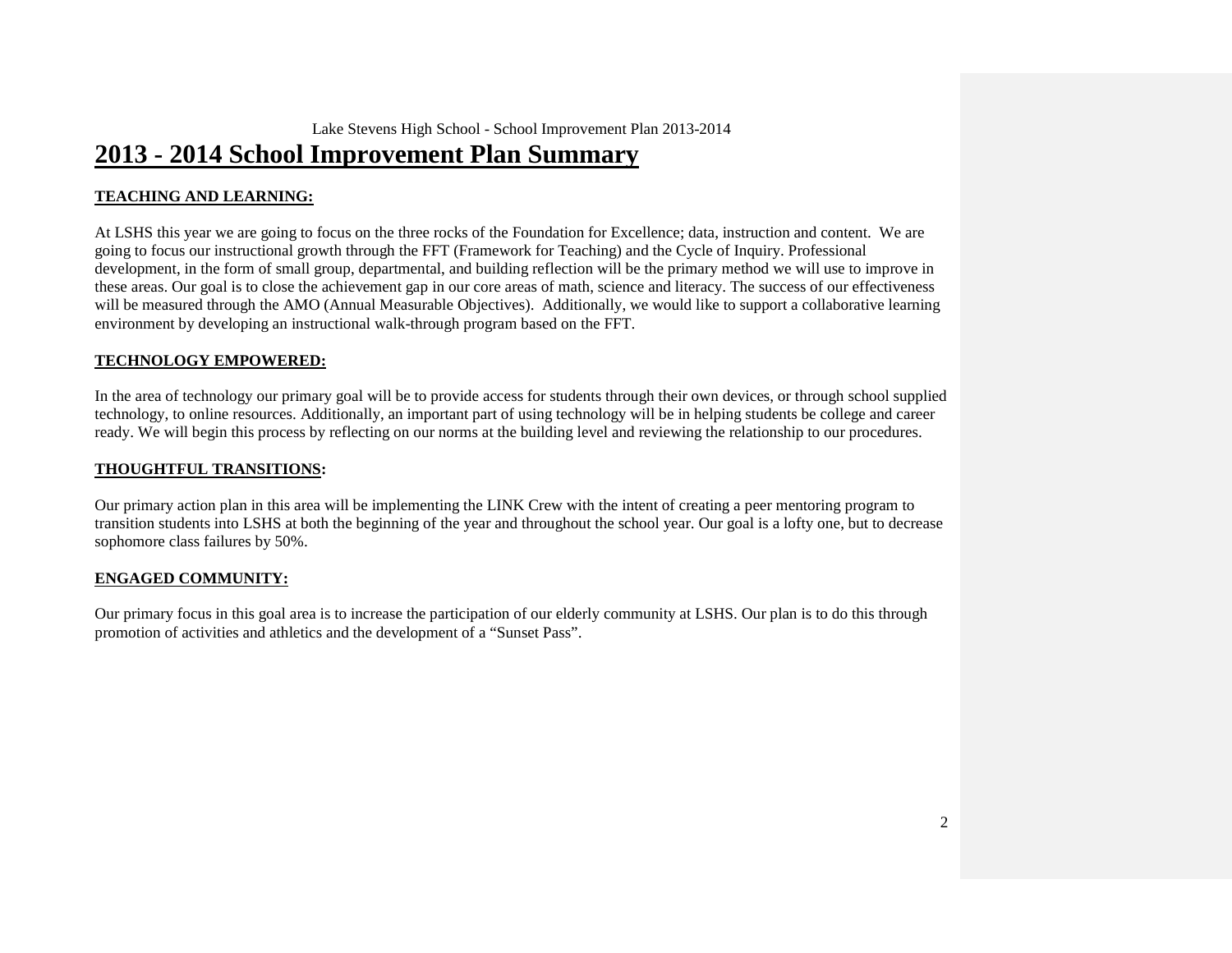# 2013 - 2014 School Improvement Plan Summary

**TEACHING AND LEARNING:**

At LSHS this year we are going to focus on the three rocks of the Foundation for Excellence; data, instruction and content. We are going to focus our instructional growth through the FFT (Framework for Teaching) and the Cycle of Inquiry. Professional development, in the form of small group, departmental, and building reflection will be the primary method we will use to improve in these areas. Our goal is to close the achievement gap in our core areas of math, science and literacy. The success of our effectiveness will be measured through the AMO (Annual Measurable Objectives). Additionally, we would like to support a collaborative learning environment by developing an instructional walk-through program based on the FFT.

**TECHNOLOGY EMPOWERED:**

In the area of technology our primary goal will be to provide access for students through their own devices, or through school supplied technology, to online resources. Additionally, an important part of using technology will be in helping students be college and career ready. We will begin this process by reflecting on our norms at the building level and reviewing the relationship to our procedures.

**THOUGHTFUL TRANSITIONS:**

Our primary action plan in this area will be implementing the LINK Crew with the intent of creating a peer mentoring program to transition students into LSHS at both the beginning of the year and throughout the school year. Our goal is a lofty one, but to decrease sophomore class failures by 50%.

**ENGAGED COMMUNITY:**

Our primary focus in this goal area is to increase the participation of our elderly community at LSHS. Our plan is to do this through promotion of activities and athletics and the development of a "Sunset Pass".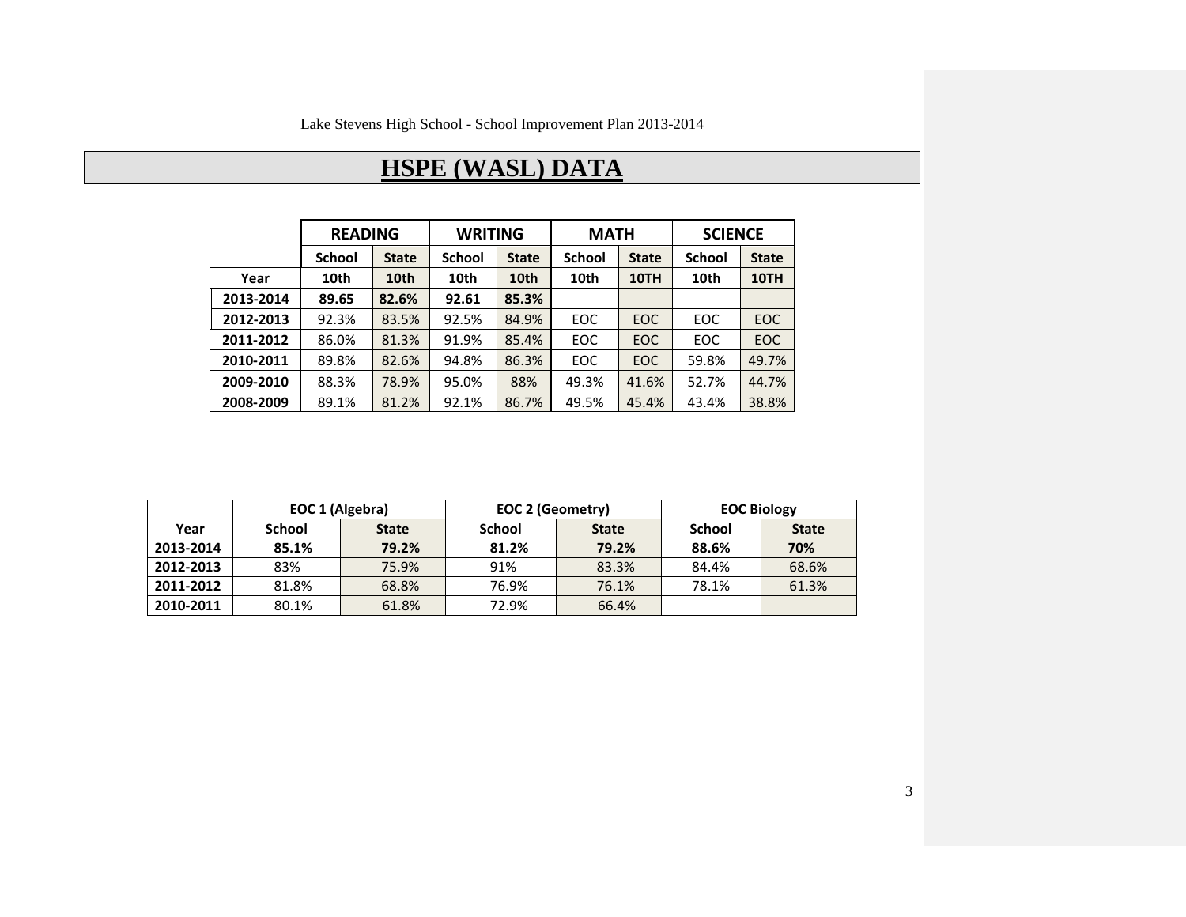# HSPE (WASL) DATA

| | READING | | WRITING | | MATH | | SCIENCE | |
|---|---|---|---|---|---|---|---|---|
| | School | State | School | State | School | State | School | State |
| Year | 10th | 10th | 10th | 10th | 10th | 10TH | 10th | 10TH |
| 2013-2014 | **89.65** | **82.6%** | **92.61** | **85.3%** | | | | |
| 2012-2013 | 92.3% | 83.5% | 92.5% | 84.9% | EOC | EOC | EOC | EOC |
| 2011-2012 | 86.0% | 81.3% | 91.9% | 85.4% | EOC | EOC | EOC | EOC |
| 2010-2011 | 89.8% | 82.6% | 94.8% | 86.3% | EOC | EOC | 59.8% | 49.7% |
| 2009-2010 | 88.3% | 78.9% | 95.0% | 88% | 49.3% | 41.6% | 52.7% | 44.7% |
| 2008-2009 | 89.1% | 81.2% | 92.1% | 86.7% | 49.5% | 45.4% | 43.4% | 38.8% |

| | EOC 1 (Algebra) | | EOC 2 (Geometry) | | EOC Biology | |
|---|---|---|---|---|---|---|
| Year | School | State | School | State | School | State |
| 2013-2014 | **85.1%** | **79.2%** | **81.2%** | **79.2%** | **88.6%** | **70%** |
| 2012-2013 | 83% | 75.9% | 91% | 83.3% | 84.4% | 68.6% |
| 2011-2012 | 81.8% | 68.8% | 76.9% | 76.1% | 78.1% | 61.3% |
| 2010-2011 | 80.1% | 61.8% | 72.9% | 66.4% | | |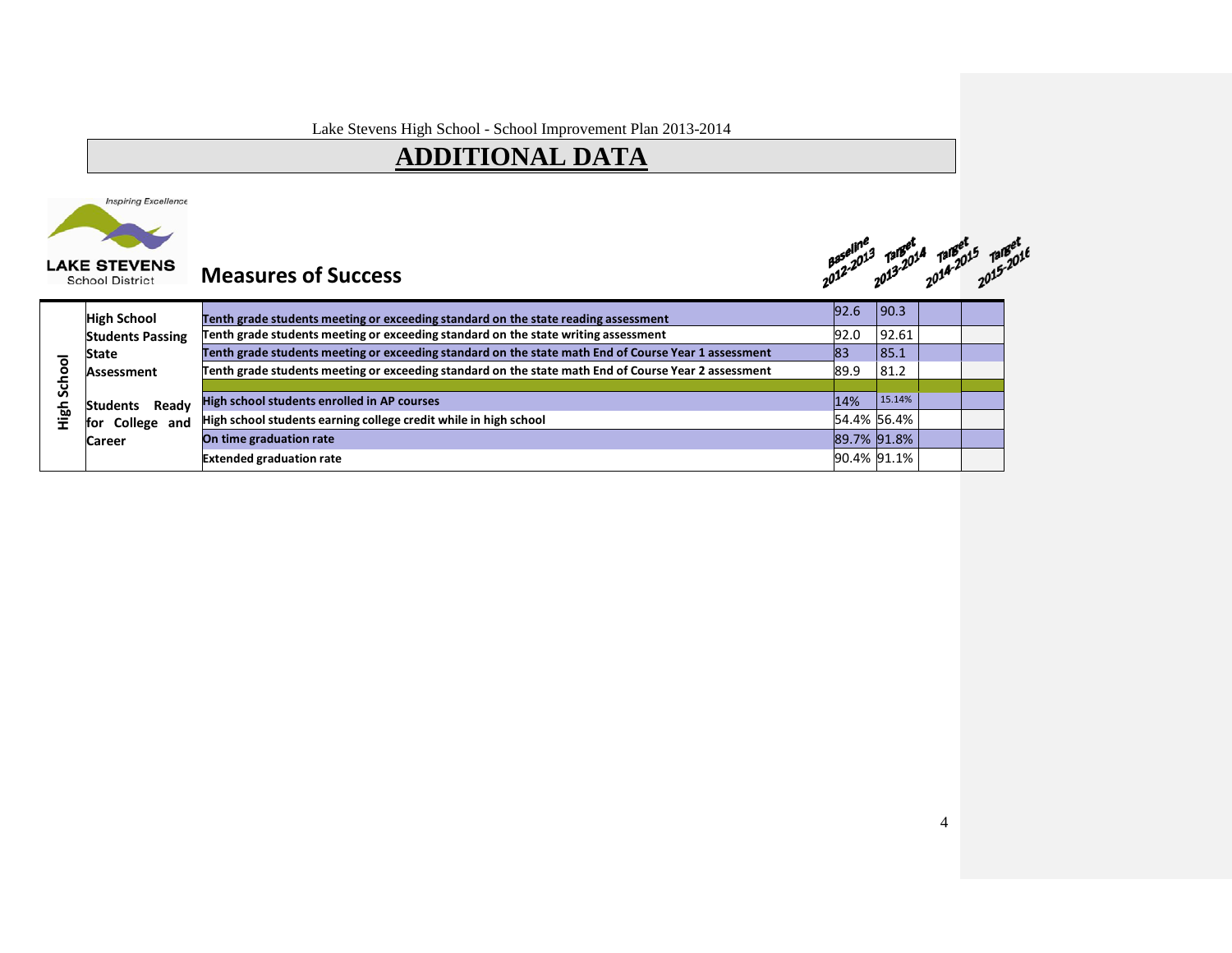Lake Stevens High School - School Improvement Plan 2013-2014

# ADDITIONAL DATA

Inspiring Excellence

LAKE STEVENS School District

## Measures of Success

| | | | Baseline 2012-2013 | Target 2013-2014 | Target 2014-2015 | Target 2015-2016 |
|---|---|---|---|---|---|---|
| High School | High School Students Passing State Assessment | Tenth grade students meeting or exceeding standard on the state reading assessment | 92.6 | 90.3 | | |
| | | Tenth grade students meeting or exceeding standard on the state writing assessment | 92.0 | 92.61 | | |
| | | Tenth grade students meeting or exceeding standard on the state math End of Course Year 1 assessment | 83 | 85.1 | | |
| | | Tenth grade students meeting or exceeding standard on the state math End of Course Year 2 assessment | 89.9 | 81.2 | | |
| | | | | | | |
| | Students Ready for College and Career | High school students enrolled in AP courses | 14% | 15.14% | | |
| | | High school students earning college credit while in high school | 54.4% | 56.4% | | |
| | | On time graduation rate | 89.7% | 91.8% | | |
| | | Extended graduation rate | 90.4% | 91.1% | | |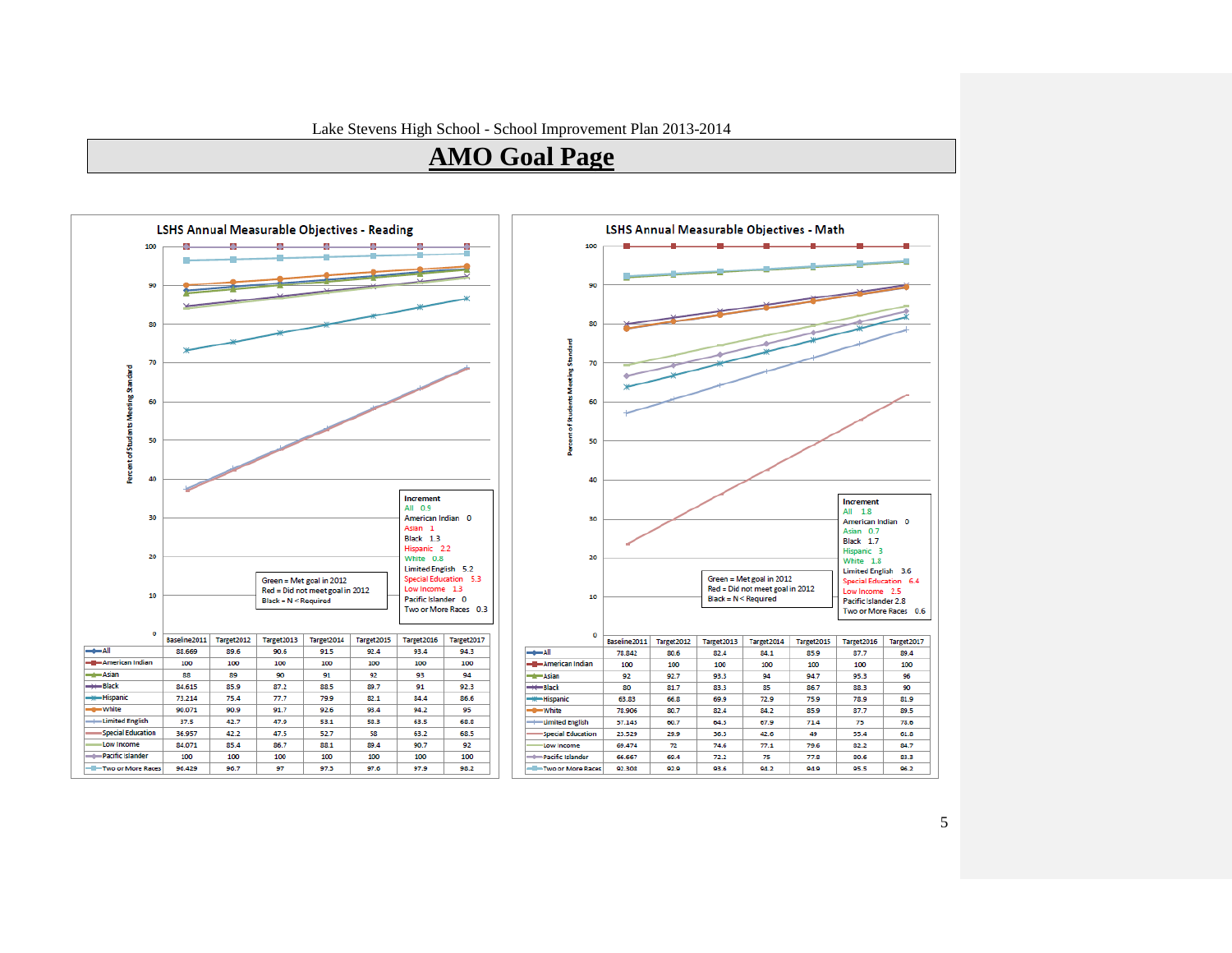Lake Stevens High School - School Improvement Plan 2013-2014

# AMO Goal Page

## LSHS Annual Measurable Objectives - Reading

| | Baseline2011 | Target2012 | Target2013 | Target2014 | Target2015 | Target2016 | Target2017 |
|---|---|---|---|---|---|---|---|
| All | 88.669 | 89.6 | 90.6 | 91.5 | 92.4 | 93.4 | 94.3 |
| American Indian | 100 | 100 | 100 | 100 | 100 | 100 | 100 |
| Asian | 88 | 89 | 90 | 91 | 92 | 93 | 94 |
| Black | 84.615 | 85.9 | 87.2 | 88.5 | 89.7 | 91 | 92.3 |
| Hispanic | 73.214 | 75.4 | 77.7 | 79.9 | 82.1 | 84.4 | 86.6 |
| White | 90.071 | 90.9 | 91.7 | 92.6 | 93.4 | 94.2 | 95 |
| Limited English | 37.5 | 42.7 | 47.9 | 53.1 | 58.3 | 63.5 | 68.8 |
| Special Education | 36.957 | 42.2 | 47.5 | 52.7 | 58 | 63.2 | 68.5 |
| Low Income | 84.071 | 85.4 | 86.7 | 88.1 | 89.4 | 90.7 | 92 |
| Pacific Islander | 100 | 100 | 100 | 100 | 100 | 100 | 100 |
| Two or More Races | 96.429 | 96.7 | 97 | 97.3 | 97.6 | 97.9 | 98.2 |

Percent of Students Meeting Standard

Green = Met goal in 2012
Red = Did not meet goal in 2012
Black = N < Required

**Increment**
- All 0.9
- American Indian 0
- Asian 1
- Black 1.3
- Hispanic 2.2
- White 0.8
- Limited English 5.2
- Special Education 5.3
- Low Income 1.3
- Pacific Islander 0
- Two or More Races 0.3

## LSHS Annual Measurable Objectives - Math

| | Baseline2011 | Target2012 | Target2013 | Target2014 | Target2015 | Target2016 | Target2017 |
|---|---|---|---|---|---|---|---|
| All | 78.842 | 80.6 | 82.4 | 84.1 | 85.9 | 87.7 | 89.4 |
| American Indian | 100 | 100 | 100 | 100 | 100 | 100 | 100 |
| Asian | 92 | 92.7 | 93.3 | 94 | 94.7 | 95.3 | 96 |
| Black | 80 | 81.7 | 83.3 | 85 | 86.7 | 88.3 | 90 |
| Hispanic | 63.83 | 66.8 | 69.9 | 72.9 | 75.9 | 78.9 | 81.9 |
| White | 78.906 | 80.7 | 82.4 | 84.2 | 85.9 | 87.7 | 89.5 |
| Limited English | 57.143 | 60.7 | 64.3 | 67.9 | 71.4 | 75 | 78.6 |
| Special Education | 23.529 | 29.9 | 36.3 | 42.6 | 49 | 55.4 | 61.8 |
| Low Income | 69.474 | 72 | 74.6 | 77.1 | 79.6 | 82.2 | 84.7 |
| Pacific Islander | 66.667 | 69.4 | 72.2 | 75 | 77.8 | 80.6 | 83.3 |
| Two or More Races | 92.308 | 92.9 | 93.6 | 94.2 | 94.9 | 95.5 | 96.2 |

Percent of Students Meeting Standard

Green = Met goal in 2012
Red = Did not meet goal in 2012
Black = N < Required

**Increment**
- All 1.8
- American Indian 0
- Asian 0.7
- Black 1.7
- Hispanic 3
- White 1.8
- Limited English 3.6
- Special Education 6.4
- Low Income 2.5
- Pacific Islander 2.8
- Two or More Races 0.6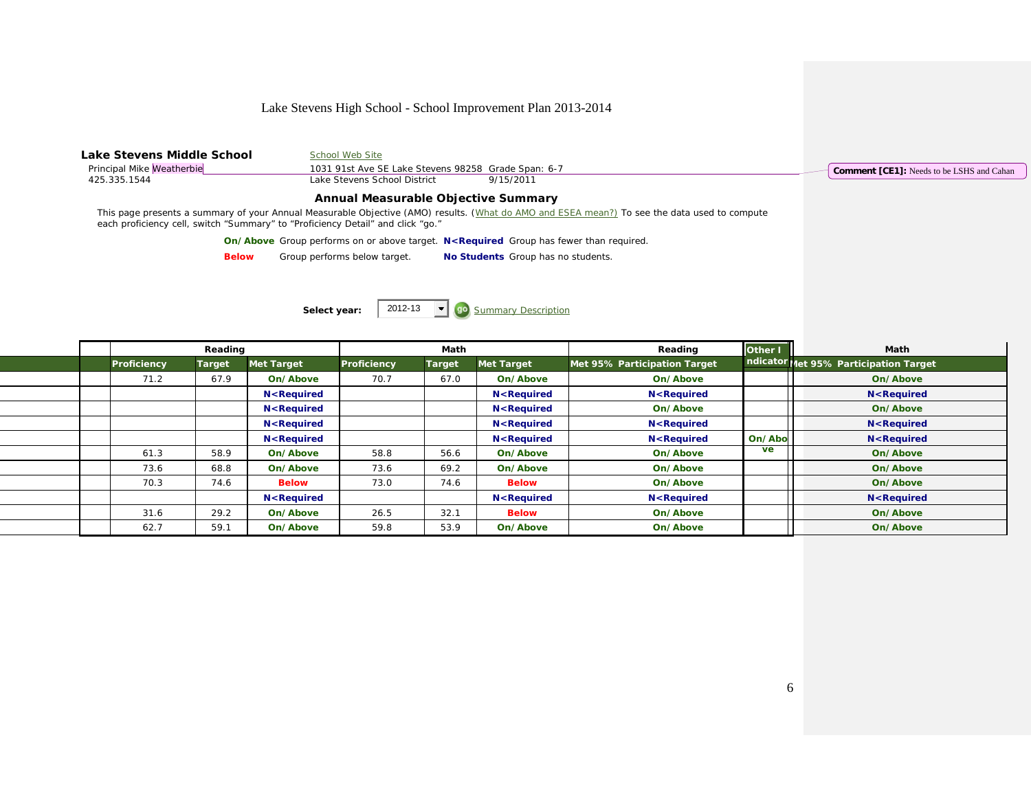Lake Stevens High School - School Improvement Plan 2013-2014

**Lake Stevens Middle School**
Principal Mike Weatherbie
425.335.1544

School Web Site
1031 91st Ave SE Lake Stevens 98258 Grade Span: 6-7
Lake Stevens School District 9/15/2011

Comment [CE1]: Needs to be LSHS and Cahan

### Annual Measurable Objective Summary

This page presents a summary of your Annual Measurable Objective (AMO) results. (What do AMO and ESEA mean?) To see the data used to compute each proficiency cell, switch "Summary" to "Proficiency Detail" and click "go."

**On/Above** Group performs on or above target. **N<Required** Group has fewer than required.

**Below** Group performs below target. **No Students** Group has no students.

**Select year:** 2012-13 go Summary Description

| | Reading | | | Math | | | Reading | Other Indicator | Math |
|---|---|---|---|---|---|---|---|---|---|
| | Proficiency | Target | Met Target | Proficiency | Target | Met Target | Met 95% Participation Target | | Met 95% Participation Target |
| | 71.2 | 67.9 | On/Above | 70.7 | 67.0 | On/Above | On/Above | | On/Above |
| | | | N<Required | | | N<Required | N<Required | | N<Required |
| | | | N<Required | | | N<Required | On/Above | | On/Above |
| | | | N<Required | | | N<Required | N<Required | | N<Required |
| | | | N<Required | | | N<Required | N<Required | On/Above | N<Required |
| | 61.3 | 58.9 | On/Above | 58.8 | 56.6 | On/Above | On/Above | | On/Above |
| | 73.6 | 68.8 | On/Above | 73.6 | 69.2 | On/Above | On/Above | | On/Above |
| | 70.3 | 74.6 | Below | 73.0 | 74.6 | Below | On/Above | | On/Above |
| | | | N<Required | | | N<Required | N<Required | | N<Required |
| | 31.6 | 29.2 | On/Above | 26.5 | 32.1 | Below | On/Above | | On/Above |
| | 62.7 | 59.1 | On/Above | 59.8 | 53.9 | On/Above | On/Above | | On/Above |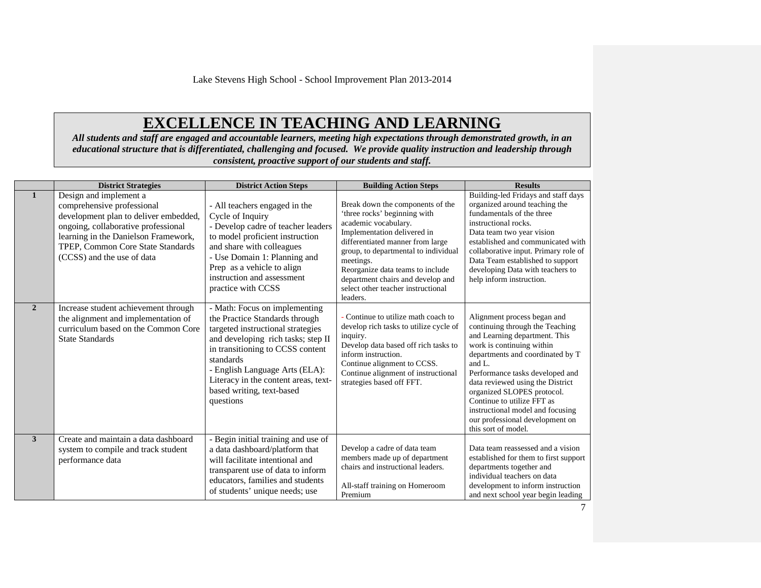# EXCELLENCE IN TEACHING AND LEARNING

***All students and staff are engaged and accountable learners, meeting high expectations through demonstrated growth, in an educational structure that is differentiated, challenging and focused. We provide quality instruction and leadership through consistent, proactive support of our students and staff.***

| | District Strategies | District Action Steps | Building Action Steps | Results |
|---|---|---|---|---|
| **1** | Design and implement a comprehensive professional development plan to deliver embedded, ongoing, collaborative professional learning in the Danielson Framework, TPEP, Common Core State Standards (CCSS) and the use of data | - All teachers engaged in the Cycle of Inquiry<br>- Develop cadre of teacher leaders to model proficient instruction and share with colleagues<br>- Use Domain 1: Planning and Prep as a vehicle to align instruction and assessment practice with CCSS | Break down the components of the 'three rocks' beginning with academic vocabulary.<br>Implementation delivered in differentiated manner from large group, to departmental to individual meetings.<br>Reorganize data teams to include department chairs and develop and select other teacher instructional leaders. | Building-led Fridays and staff days organized around teaching the fundamentals of the three instructional rocks.<br>Data team two year vision established and communicated with collaborative input. Primary role of Data Team established to support developing Data with teachers to help inform instruction. |
| **2** | Increase student achievement through the alignment and implementation of curriculum based on the Common Core State Standards | - Math: Focus on implementing the Practice Standards through targeted instructional strategies and developing rich tasks; step II in transitioning to CCSS content standards<br>- English Language Arts (ELA): Literacy in the content areas, text-based writing, text-based questions | - Continue to utilize math coach to develop rich tasks to utilize cycle of inquiry.<br>Develop data based off rich tasks to inform instruction.<br>Continue alignment to CCSS.<br>Continue alignment of instructional strategies based off FFT. | Alignment process began and continuing through the Teaching and Learning department. This work is continuing within departments and coordinated by T and L.<br>Performance tasks developed and data reviewed using the District organized SLOPES protocol.<br>Continue to utilize FFT as instructional model and focusing our professional development on this sort of model. |
| **3** | Create and maintain a data dashboard system to compile and track student performance data | - Begin initial training and use of a data dashboard/platform that will facilitate intentional and transparent use of data to inform educators, families and students of students' unique needs; use | Develop a cadre of data team members made up of department chairs and instructional leaders.<br><br>All-staff training on Homeroom Premium | Data team reassessed and a vision established for them to first support departments together and individual teachers on data development to inform instruction and next school year begin leading |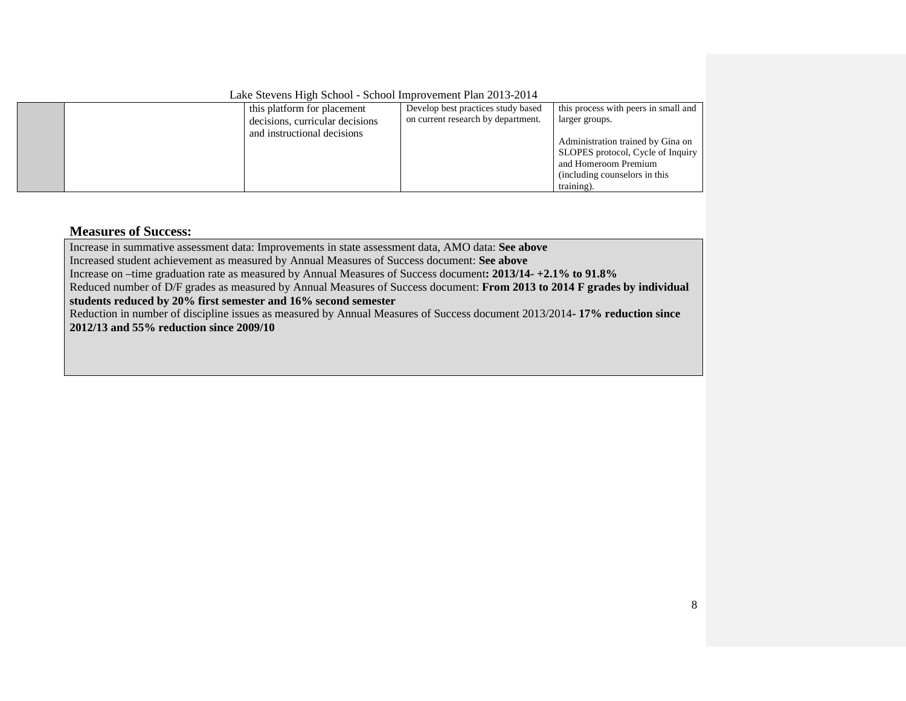| | | this platform for placement decisions, curricular decisions and instructional decisions | Develop best practices study based on current research by department. | this process with peers in small and larger groups.<br><br>Administration trained by Gina on SLOPES protocol, Cycle of Inquiry and Homeroom Premium (including counselors in this training). |
|---|---|---|---|---|

### Measures of Success:

Increase in summative assessment data: Improvements in state assessment data, AMO data: **See above**
Increased student achievement as measured by Annual Measures of Success document: **See above**
Increase on –time graduation rate as measured by Annual Measures of Success document**: 2013/14- +2.1% to 91.8%**
Reduced number of D/F grades as measured by Annual Measures of Success document: **From 2013 to 2014 F grades by individual students reduced by 20% first semester and 16% second semester**
Reduction in number of discipline issues as measured by Annual Measures of Success document 2013/2014**- 17% reduction since 2012/13 and 55% reduction since 2009/10**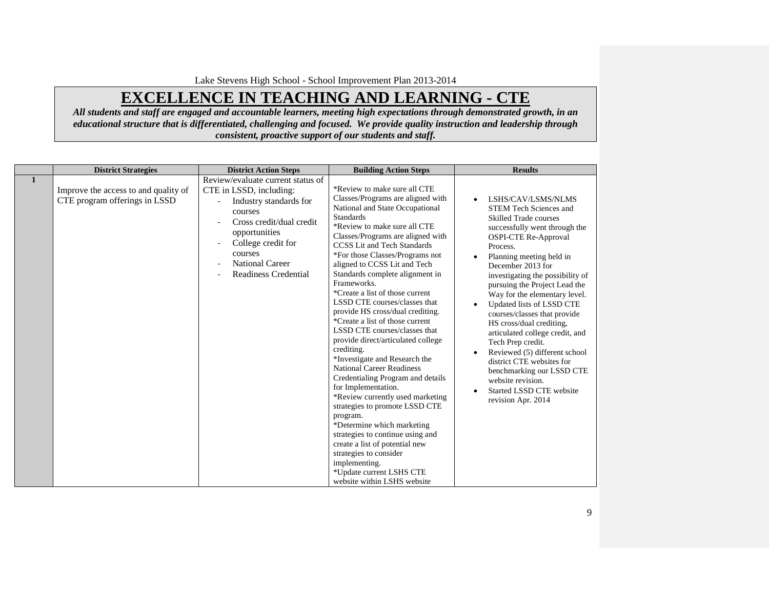Lake Stevens High School - School Improvement Plan 2013-2014

# EXCELLENCE IN TEACHING AND LEARNING - CTE

***All students and staff are engaged and accountable learners, meeting high expectations through demonstrated growth, in an educational structure that is differentiated, challenging and focused. We provide quality instruction and leadership through consistent, proactive support of our students and staff.***

| | District Strategies | District Action Steps | Building Action Steps | Results |
|---|---|---|---|---|
| **1** | Improve the access to and quality of CTE program offerings in LSSD | Review/evaluate current status of CTE in LSSD, including:<br>- Industry standards for courses<br>- Cross credit/dual credit opportunities<br>- College credit for courses<br>- National Career<br>- Readiness Credential | *Review to make sure all CTE Classes/Programs are aligned with National and State Occupational Standards<br>*Review to make sure all CTE Classes/Programs are aligned with CCSS Lit and Tech Standards<br>*For those Classes/Programs not aligned to CCSS Lit and Tech Standards complete alignment in Frameworks.<br>*Create a list of those current LSSD CTE courses/classes that provide HS cross/dual crediting.<br>*Create a list of those current LSSD CTE courses/classes that provide direct/articulated college crediting.<br>*Investigate and Research the National Career Readiness Credentialing Program and details for Implementation.<br>*Review currently used marketing strategies to promote LSSD CTE program.<br>*Determine which marketing strategies to continue using and create a list of potential new strategies to consider implementing.<br>*Update current LSHS CTE website within LSHS website | • LSHS/CAV/LSMS/NLMS STEM Tech Sciences and Skilled Trade courses successfully went through the OSPI-CTE Re-Approval Process.<br>• Planning meeting held in December 2013 for investigating the possibility of pursuing the Project Lead the Way for the elementary level.<br>• Updated lists of LSSD CTE courses/classes that provide HS cross/dual crediting, articulated college credit, and Tech Prep credit.<br>• Reviewed (5) different school district CTE websites for benchmarking our LSSD CTE website revision.<br>• Started LSSD CTE website revision Apr. 2014 |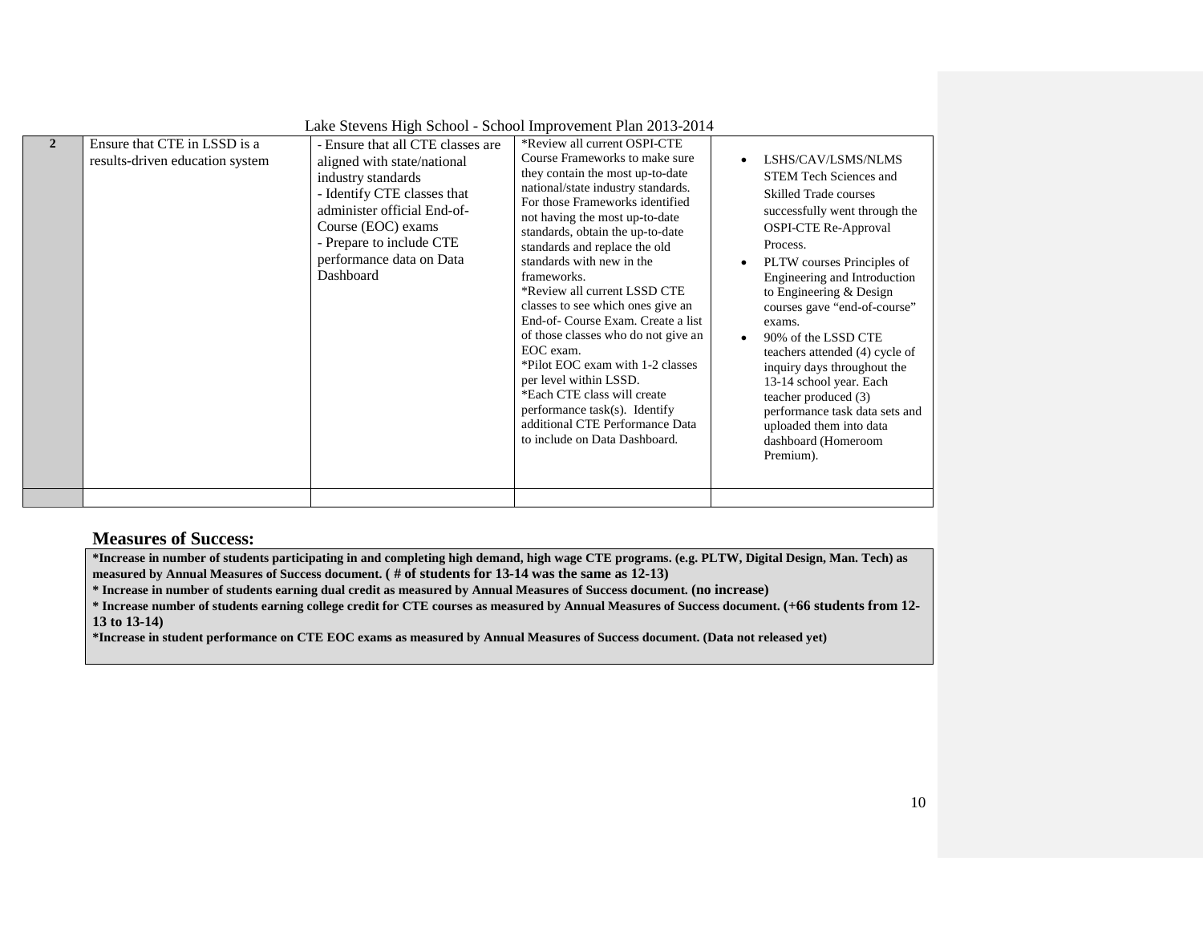Lake Stevens High School - School Improvement Plan 2013-2014

| | | | | |
|---|---|---|---|---|
| **2** | Ensure that CTE in LSSD is a results-driven education system | - Ensure that all CTE classes are aligned with state/national industry standards<br>- Identify CTE classes that administer official End-of-Course (EOC) exams<br>- Prepare to include CTE performance data on Data Dashboard | *Review all current OSPI-CTE Course Frameworks to make sure they contain the most up-to-date national/state industry standards. For those Frameworks identified not having the most up-to-date standards, obtain the up-to-date standards and replace the old standards with new in the frameworks.<br>*Review all current LSSD CTE classes to see which ones give an End-of- Course Exam. Create a list of those classes who do not give an EOC exam.<br>*Pilot EOC exam with 1-2 classes per level within LSSD.<br>*Each CTE class will create performance task(s). Identify additional CTE Performance Data to include on Data Dashboard. | • LSHS/CAV/LSMS/NLMS STEM Tech Sciences and Skilled Trade courses successfully went through the OSPI-CTE Re-Approval Process.<br>• PLTW courses Principles of Engineering and Introduction to Engineering & Design courses gave "end-of-course" exams.<br>• 90% of the LSSD CTE teachers attended (4) cycle of inquiry days throughout the 13-14 school year. Each teacher produced (3) performance task data sets and uploaded them into data dashboard (Homeroom Premium). |
| | | | | |

## Measures of Success:

**\*Increase in number of students participating in and completing high demand, high wage CTE programs. (e.g. PLTW, Digital Design, Man. Tech) as measured by Annual Measures of Success document. ( # of students for 13-14 was the same as 12-13)**

**\* Increase in number of students earning dual credit as measured by Annual Measures of Success document. (no increase)**

**\* Increase number of students earning college credit for CTE courses as measured by Annual Measures of Success document. (+66 students from 12-13 to 13-14)**

**\*Increase in student performance on CTE EOC exams as measured by Annual Measures of Success document. (Data not released yet)**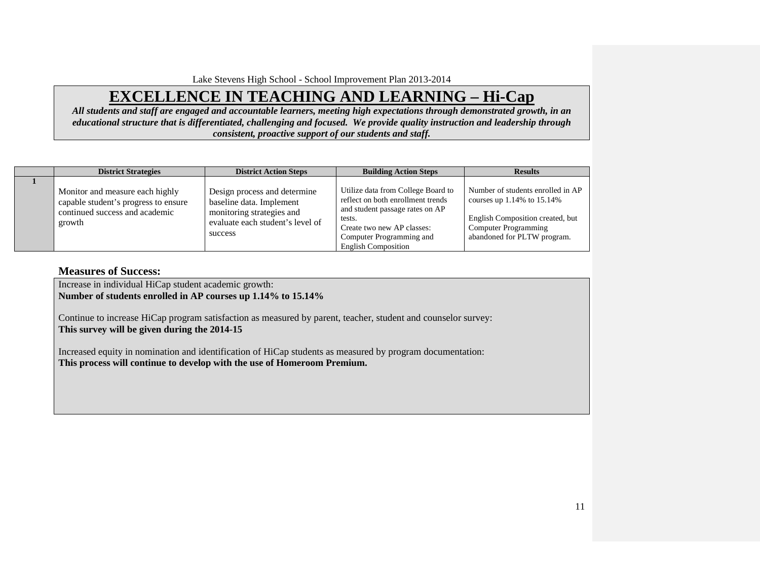Lake Stevens High School - School Improvement Plan 2013-2014

# EXCELLENCE IN TEACHING AND LEARNING – Hi-Cap

***All students and staff are engaged and accountable learners, meeting high expectations through demonstrated growth, in an educational structure that is differentiated, challenging and focused. We provide quality instruction and leadership through consistent, proactive support of our students and staff.***

| | District Strategies | District Action Steps | Building Action Steps | Results |
|---|---|---|---|---|
| **1** | Monitor and measure each highly capable student's progress to ensure continued success and academic growth | Design process and determine baseline data. Implement monitoring strategies and evaluate each student's level of success | Utilize data from College Board to reflect on both enrollment trends and student passage rates on AP tests.<br>Create two new AP classes: Computer Programming and English Composition | Number of students enrolled in AP courses up 1.14% to 15.14%<br><br>English Composition created, but Computer Programming abandoned for PLTW program. |

### Measures of Success:

Increase in individual HiCap student academic growth:
**Number of students enrolled in AP courses up 1.14% to 15.14%**

Continue to increase HiCap program satisfaction as measured by parent, teacher, student and counselor survey:
**This survey will be given during the 2014-15**

Increased equity in nomination and identification of HiCap students as measured by program documentation:
**This process will continue to develop with the use of Homeroom Premium.**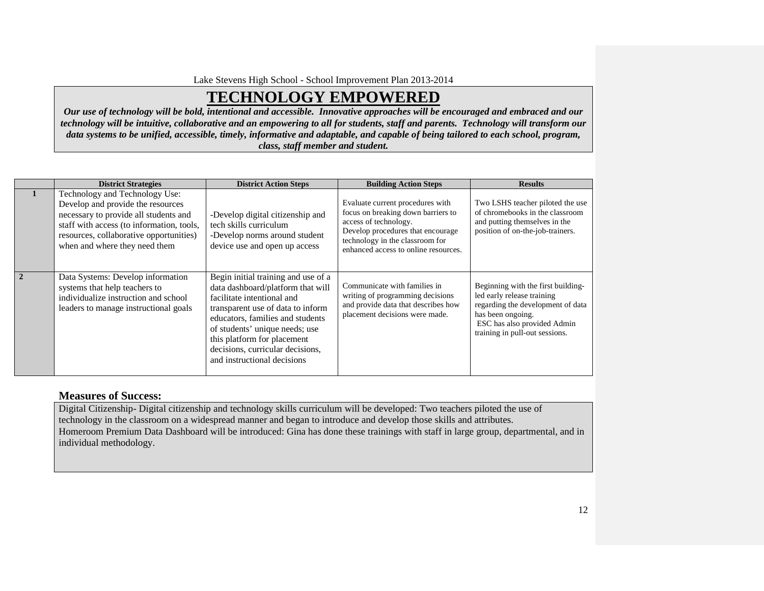Lake Stevens High School - School Improvement Plan 2013-2014

# TECHNOLOGY EMPOWERED

***Our use of technology will be bold, intentional and accessible. Innovative approaches will be encouraged and embraced and our technology will be intuitive, collaborative and an empowering to all for students, staff and parents. Technology will transform our data systems to be unified, accessible, timely, informative and adaptable, and capable of being tailored to each school, program, class, staff member and student.***

| | District Strategies | District Action Steps | Building Action Steps | Results |
|---|---|---|---|---|
| **1** | Technology and Technology Use: Develop and provide the resources necessary to provide all students and staff with access (to information, tools, resources, collaborative opportunities) when and where they need them | -Develop digital citizenship and tech skills curriculum<br>-Develop norms around student device use and open up access | Evaluate current procedures with focus on breaking down barriers to access of technology.<br>Develop procedures that encourage technology in the classroom for enhanced access to online resources. | Two LSHS teacher piloted the use of chromebooks in the classroom and putting themselves in the position of on-the-job-trainers. |
| **2** | Data Systems: Develop information systems that help teachers to individualize instruction and school leaders to manage instructional goals | Begin initial training and use of a data dashboard/platform that will facilitate intentional and transparent use of data to inform educators, families and students of students' unique needs; use this platform for placement decisions, curricular decisions, and instructional decisions | Communicate with families in writing of programming decisions and provide data that describes how placement decisions were made. | Beginning with the first building-led early release training regarding the development of data has been ongoing.<br>ESC has also provided Admin training in pull-out sessions. |

### Measures of Success:

Digital Citizenship- Digital citizenship and technology skills curriculum will be developed: Two teachers piloted the use of technology in the classroom on a widespread manner and began to introduce and develop those skills and attributes.
Homeroom Premium Data Dashboard will be introduced: Gina has done these trainings with staff in large group, departmental, and in individual methodology.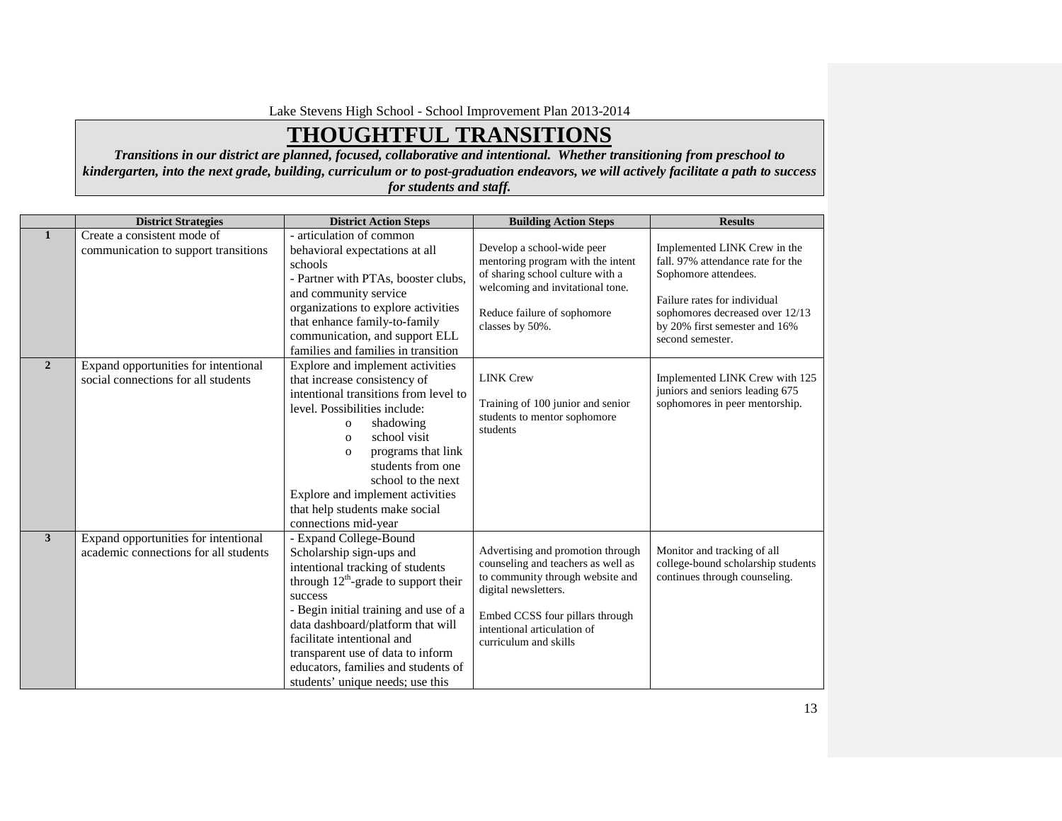Lake Stevens High School - School Improvement Plan 2013-2014

# THOUGHTFUL TRANSITIONS

***Transitions in our district are planned, focused, collaborative and intentional. Whether transitioning from preschool to kindergarten, into the next grade, building, curriculum or to post-graduation endeavors, we will actively facilitate a path to success for students and staff.***

| | District Strategies | District Action Steps | Building Action Steps | Results |
|---|---|---|---|---|
| **1** | Create a consistent mode of communication to support transitions | - articulation of common behavioral expectations at all schools<br>- Partner with PTAs, booster clubs, and community service organizations to explore activities that enhance family-to-family communication, and support ELL families and families in transition | Develop a school-wide peer mentoring program with the intent of sharing school culture with a welcoming and invitational tone.<br><br>Reduce failure of sophomore classes by 50%. | Implemented LINK Crew in the fall. 97% attendance rate for the Sophomore attendees.<br><br>Failure rates for individual sophomores decreased over 12/13 by 20% first semester and 16% second semester. |
| **2** | Expand opportunities for intentional social connections for all students | Explore and implement activities that increase consistency of intentional transitions from level to level. Possibilities include:<br>o shadowing<br>o school visit<br>o programs that link students from one school to the next<br>Explore and implement activities that help students make social connections mid-year | LINK Crew<br><br>Training of 100 junior and senior students to mentor sophomore students | Implemented LINK Crew with 125 juniors and seniors leading 675 sophomores in peer mentorship. |
| **3** | Expand opportunities for intentional academic connections for all students | - Expand College-Bound Scholarship sign-ups and intentional tracking of students through 12th-grade to support their success<br>- Begin initial training and use of a data dashboard/platform that will facilitate intentional and transparent use of data to inform educators, families and students of students' unique needs; use this | Advertising and promotion through counseling and teachers as well as to community through website and digital newsletters.<br><br>Embed CCSS four pillars through intentional articulation of curriculum and skills | Monitor and tracking of all college-bound scholarship students continues through counseling. |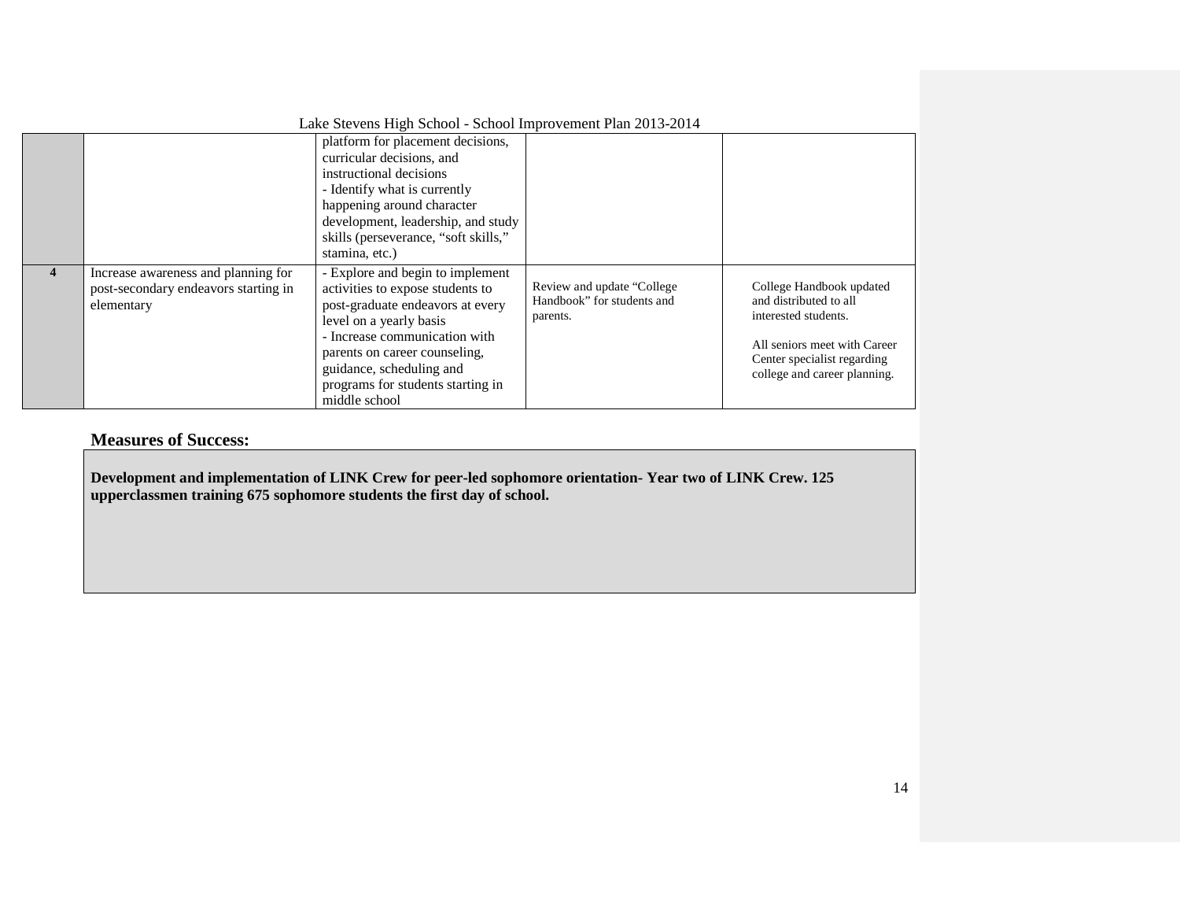| | | | | |
|---|---|---|---|---|
| | | platform for placement decisions, curricular decisions, and instructional decisions<br>- Identify what is currently happening around character development, leadership, and study skills (perseverance, "soft skills," stamina, etc.) | | |
| **4** | Increase awareness and planning for post-secondary endeavors starting in elementary | - Explore and begin to implement activities to expose students to post-graduate endeavors at every level on a yearly basis<br>- Increase communication with parents on career counseling, guidance, scheduling and programs for students starting in middle school | Review and update "College Handbook" for students and parents. | College Handbook updated and distributed to all interested students.<br><br>All seniors meet with Career Center specialist regarding college and career planning. |

### Measures of Success:

**Development and implementation of LINK Crew for peer-led sophomore orientation- Year two of LINK Crew. 125 upperclassmen training 675 sophomore students the first day of school.**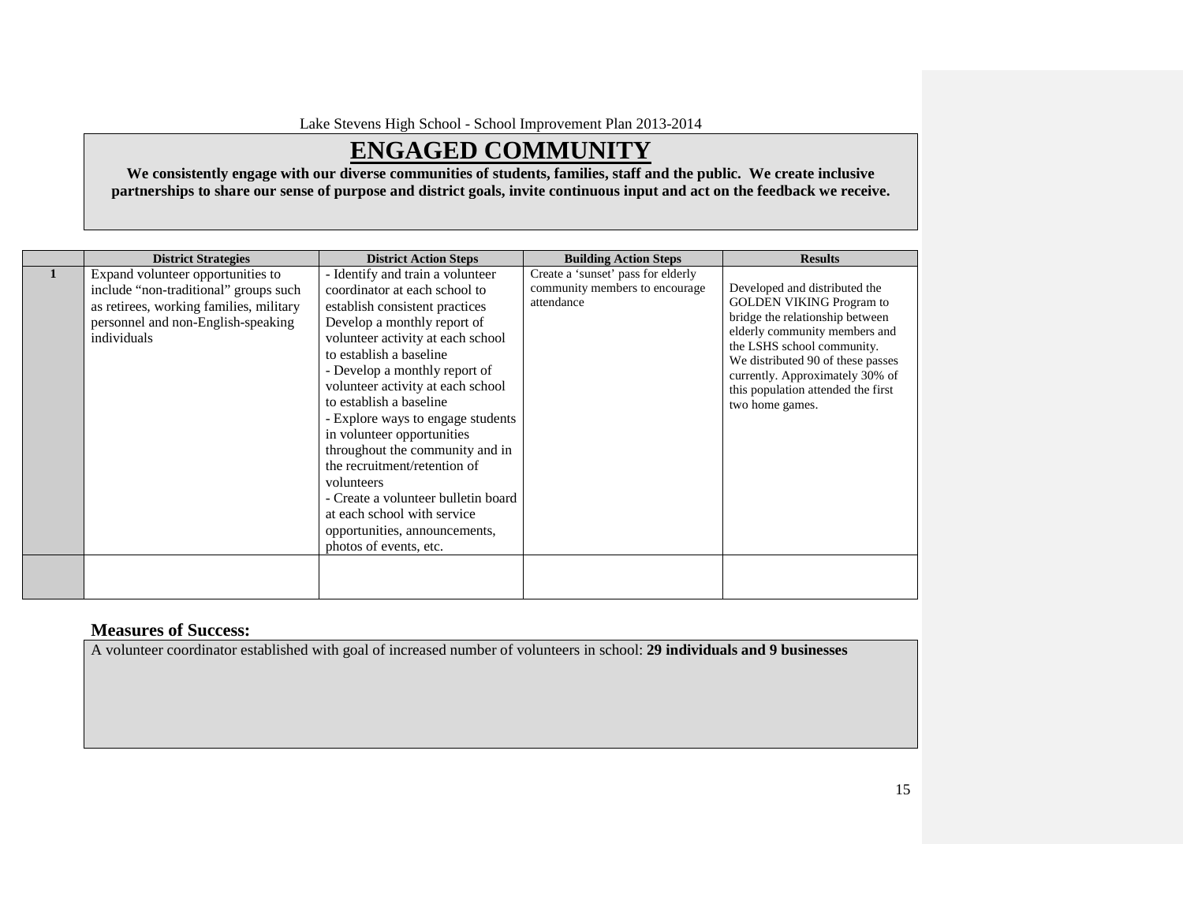Lake Stevens High School - School Improvement Plan 2013-2014

# ENGAGED COMMUNITY

**We consistently engage with our diverse communities of students, families, staff and the public. We create inclusive partnerships to share our sense of purpose and district goals, invite continuous input and act on the feedback we receive.**

| | District Strategies | District Action Steps | Building Action Steps | Results |
|---|---|---|---|---|
| **1** | Expand volunteer opportunities to include "non-traditional" groups such as retirees, working families, military personnel and non-English-speaking individuals | - Identify and train a volunteer coordinator at each school to establish consistent practices<br>Develop a monthly report of volunteer activity at each school to establish a baseline<br>- Develop a monthly report of volunteer activity at each school to establish a baseline<br>- Explore ways to engage students in volunteer opportunities throughout the community and in the recruitment/retention of volunteers<br>- Create a volunteer bulletin board at each school with service opportunities, announcements, photos of events, etc. | Create a 'sunset' pass for elderly community members to encourage attendance | Developed and distributed the GOLDEN VIKING Program to bridge the relationship between elderly community members and the LSHS school community. We distributed 90 of these passes currently. Approximately 30% of this population attended the first two home games. |
| | | | | |

**Measures of Success:**

A volunteer coordinator established with goal of increased number of volunteers in school: **29 individuals and 9 businesses**